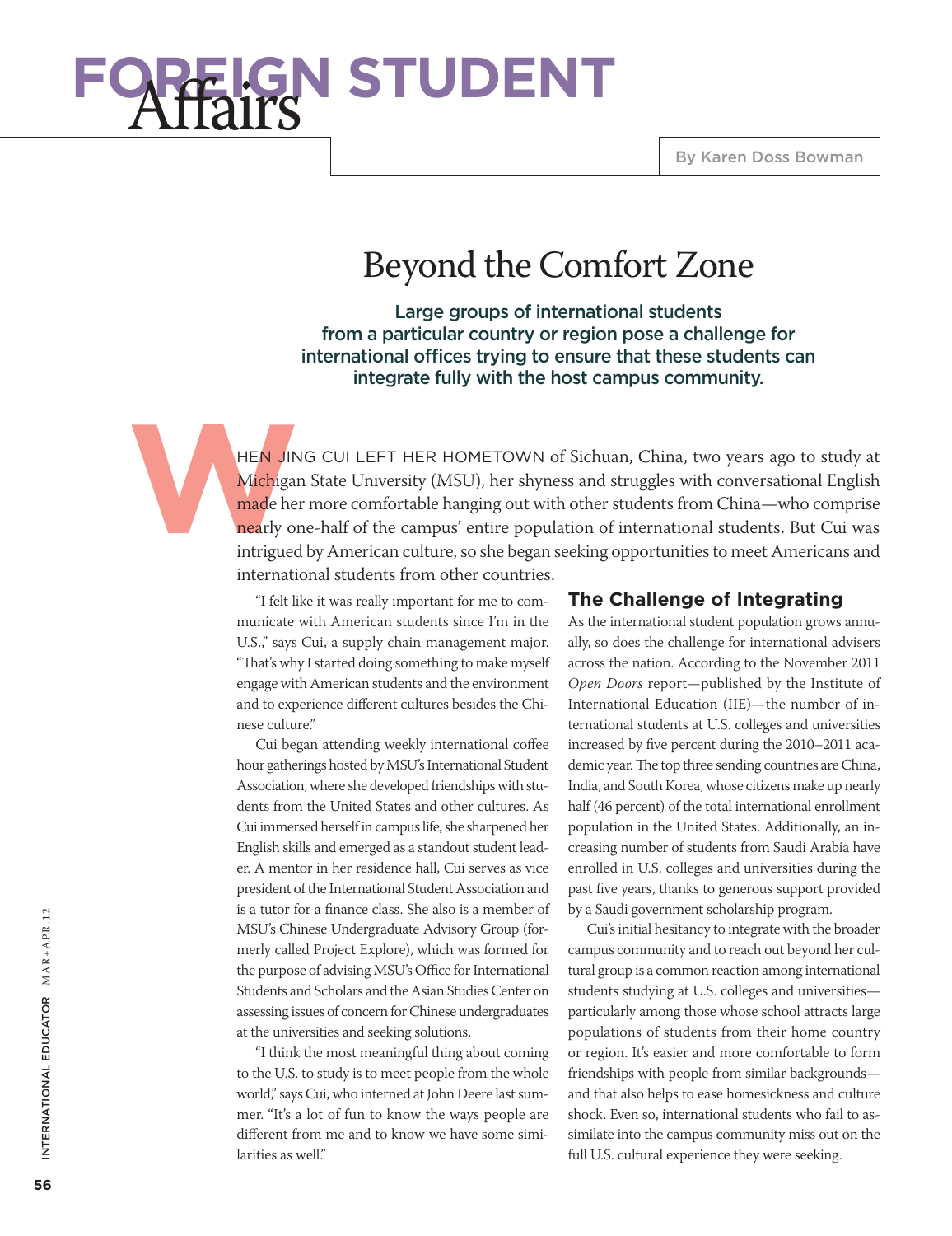# FOREIGN STUDENT Affairs

By Karen Doss Bowman

## Beyond the Comfort Zone

**Large groups of international students from a particular country or region pose a challenge for international offices trying to ensure that these students can integrate fully with the host campus community.**

WHEN JING CUI LEFT HER HOMETOWN of Sichuan, China, two years ago to study at Michigan State University (MSU), her shyness and struggles with conversational English made her more comfortable hanging out with other students from China—who comprise nearly one-half of the campus' entire population of international students. But Cui was intrigued by American culture, so she began seeking opportunities to meet Americans and international students from other countries.

"I felt like it was really important for me to communicate with American students since I'm in the U.S.," says Cui, a supply chain management major. "That's why I started doing something to make myself engage with American students and the environment and to experience different cultures besides the Chinese culture."

Cui began attending weekly international coffee hour gatherings hosted by MSU's International Student Association, where she developed friendships with students from the United States and other cultures. As Cui immersed herself in campus life, she sharpened her English skills and emerged as a standout student leader. A mentor in her residence hall, Cui serves as vice president of the International Student Association and is a tutor for a finance class. She also is a member of MSU's Chinese Undergraduate Advisory Group (formerly called Project Explore), which was formed for the purpose of advising MSU's Office for International Students and Scholars and the Asian Studies Center on assessing issues of concern for Chinese undergraduates at the universities and seeking solutions.

"I think the most meaningful thing about coming to the U.S. to study is to meet people from the whole world," says Cui, who interned at John Deere last summer. "It's a lot of fun to know the ways people are different from me and to know we have some similarities as well."

### The Challenge of Integrating

As the international student population grows annually, so does the challenge for international advisers across the nation. According to the November 2011 *Open Doors* report—published by the Institute of International Education (IIE)—the number of international students at U.S. colleges and universities increased by five percent during the 2010–2011 academic year. The top three sending countries are China, India, and South Korea, whose citizens make up nearly half (46 percent) of the total international enrollment population in the United States. Additionally, an increasing number of students from Saudi Arabia have enrolled in U.S. colleges and universities during the past five years, thanks to generous support provided by a Saudi government scholarship program.

Cui's initial hesitancy to integrate with the broader campus community and to reach out beyond her cultural group is a common reaction among international students studying at U.S. colleges and universities—particularly among those whose school attracts large populations of students from their home country or region. It's easier and more comfortable to form friendships with people from similar backgrounds—and that also helps to ease homesickness and culture shock. Even so, international students who fail to assimilate into the campus community miss out on the full U.S. cultural experience they were seeking.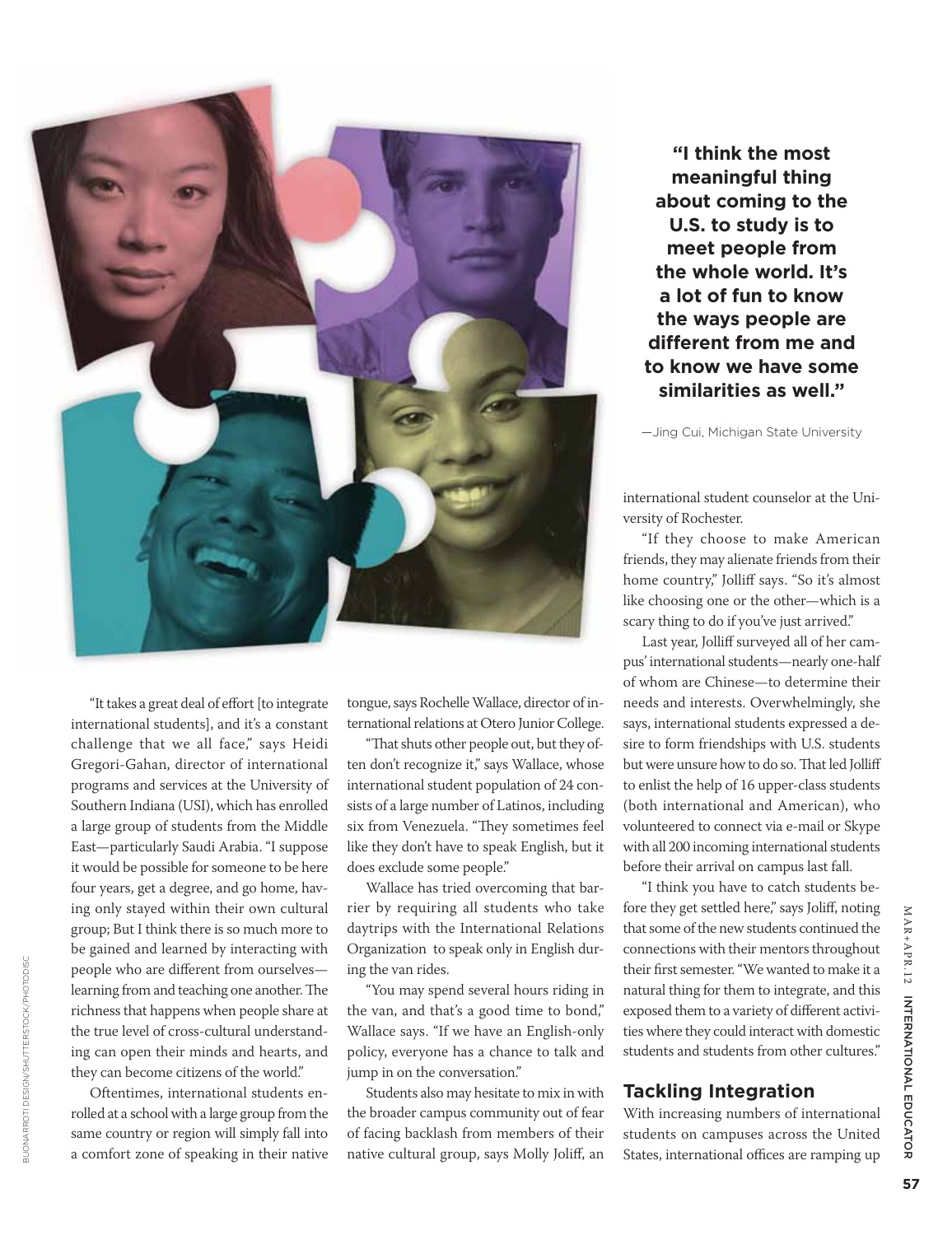"It takes a great deal of effort [to integrate international students], and it's a constant challenge that we all face," says Heidi Gregori-Gahan, director of international programs and services at the University of Southern Indiana (USI), which has enrolled a large group of students from the Middle East—particularly Saudi Arabia. "I suppose it would be possible for someone to be here four years, get a degree, and go home, having only stayed within their own cultural group; But I think there is so much more to be gained and learned by interacting with people who are different from ourselves—learning from and teaching one another. The richness that happens when people share at the true level of cross-cultural understanding can open their minds and hearts, and they can become citizens of the world."

Oftentimes, international students enrolled at a school with a large group from the same country or region will simply fall into a comfort zone of speaking in their native tongue, says Rochelle Wallace, director of international relations at Otero Junior College.

"That shuts other people out, but they often don't recognize it," says Wallace, whose international student population of 24 consists of a large number of Latinos, including six from Venezuela. "They sometimes feel like they don't have to speak English, but it does exclude some people."

Wallace has tried overcoming that barrier by requiring all students who take daytrips with the International Relations Organization to speak only in English during the van rides.

"You may spend several hours riding in the van, and that's a good time to bond," Wallace says. "If we have an English-only policy, everyone has a chance to talk and jump in on the conversation."

Students also may hesitate to mix in with the broader campus community out of fear of facing backlash from members of their native cultural group, says Molly Joliff, an international student counselor at the University of Rochester.

**"I think the most meaningful thing about coming to the U.S. to study is to meet people from the whole world. It's a lot of fun to know the ways people are different from me and to know we have some similarities as well."**

—Jing Cui, Michigan State University

"If they choose to make American friends, they may alienate friends from their home country," Jolliff says. "So it's almost like choosing one or the other—which is a scary thing to do if you've just arrived."

Last year, Jolliff surveyed all of her campus' international students—nearly one-half of whom are Chinese—to determine their needs and interests. Overwhelmingly, she says, international students expressed a desire to form friendships with U.S. students but were unsure how to do so. That led Jolliff to enlist the help of 16 upper-class students (both international and American), who volunteered to connect via e-mail or Skype with all 200 incoming international students before their arrival on campus last fall.

"I think you have to catch students before they get settled here," says Joliff, noting that some of the new students continued the connections with their mentors throughout their first semester. "We wanted to make it a natural thing for them to integrate, and this exposed them to a variety of different activities where they could interact with domestic students and students from other cultures."

## Tackling Integration

With increasing numbers of international students on campuses across the United States, international offices are ramping up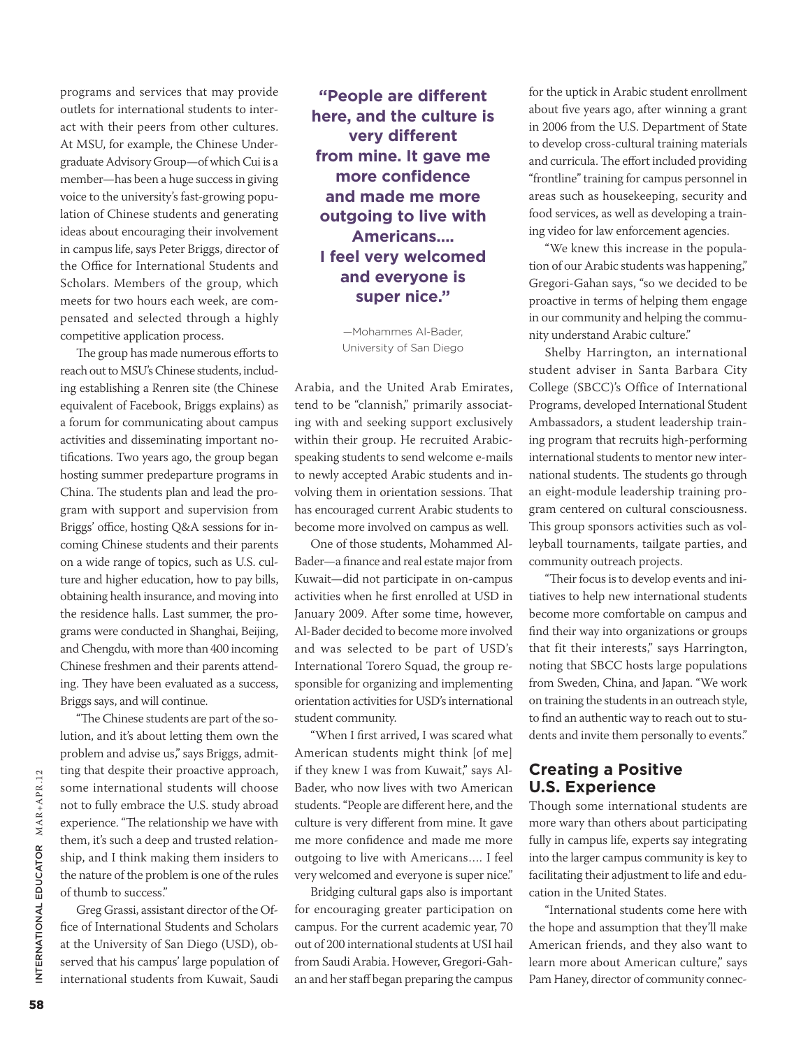programs and services that may provide outlets for international students to interact with their peers from other cultures. At MSU, for example, the Chinese Undergraduate Advisory Group—of which Cui is a member—has been a huge success in giving voice to the university's fast-growing population of Chinese students and generating ideas about encouraging their involvement in campus life, says Peter Briggs, director of the Office for International Students and Scholars. Members of the group, which meets for two hours each week, are compensated and selected through a highly competitive application process.

The group has made numerous efforts to reach out to MSU's Chinese students, including establishing a Renren site (the Chinese equivalent of Facebook, Briggs explains) as a forum for communicating about campus activities and disseminating important notifications. Two years ago, the group began hosting summer predeparture programs in China. The students plan and lead the program with support and supervision from Briggs' office, hosting Q&A sessions for incoming Chinese students and their parents on a wide range of topics, such as U.S. culture and higher education, how to pay bills, obtaining health insurance, and moving into the residence halls. Last summer, the programs were conducted in Shanghai, Beijing, and Chengdu, with more than 400 incoming Chinese freshmen and their parents attending. They have been evaluated as a success, Briggs says, and will continue.

"The Chinese students are part of the solution, and it's about letting them own the problem and advise us," says Briggs, admitting that despite their proactive approach, some international students will choose not to fully embrace the U.S. study abroad experience. "The relationship we have with them, it's such a deep and trusted relationship, and I think making them insiders to the nature of the problem is one of the rules of thumb to success."

Greg Grassi, assistant director of the Office of International Students and Scholars at the University of San Diego (USD), observed that his campus' large population of international students from Kuwait, Saudi Arabia, and the United Arab Emirates, tend to be "clannish," primarily associating with and seeking support exclusively within their group. He recruited Arabic-speaking students to send welcome e-mails to newly accepted Arabic students and involving them in orientation sessions. That has encouraged current Arabic students to become more involved on campus as well.

> **"People are different here, and the culture is very different from mine. It gave me more confidence and made me more outgoing to live with Americans.... I feel very welcomed and everyone is super nice."**
>
> —Mohammes Al-Bader, University of San Diego

One of those students, Mohammed Al-Bader—a finance and real estate major from Kuwait—did not participate in on-campus activities when he first enrolled at USD in January 2009. After some time, however, Al-Bader decided to become more involved and was selected to be part of USD's International Torero Squad, the group responsible for organizing and implementing orientation activities for USD's international student community.

"When I first arrived, I was scared what American students might think [of me] if they knew I was from Kuwait," says Al-Bader, who now lives with two American students. "People are different here, and the culture is very different from mine. It gave me more confidence and made me more outgoing to live with Americans.... I feel very welcomed and everyone is super nice."

Bridging cultural gaps also is important for encouraging greater participation on campus. For the current academic year, 70 out of 200 international students at USI hail from Saudi Arabia. However, Gregori-Gahan and her staff began preparing the campus for the uptick in Arabic student enrollment about five years ago, after winning a grant in 2006 from the U.S. Department of State to develop cross-cultural training materials and curricula. The effort included providing "frontline" training for campus personnel in areas such as housekeeping, security and food services, as well as developing a training video for law enforcement agencies.

"We knew this increase in the population of our Arabic students was happening," Gregori-Gahan says, "so we decided to be proactive in terms of helping them engage in our community and helping the community understand Arabic culture."

Shelby Harrington, an international student adviser in Santa Barbara City College (SBCC)'s Office of International Programs, developed International Student Ambassadors, a student leadership training program that recruits high-performing international students to mentor new international students. The students go through an eight-module leadership training program centered on cultural consciousness. This group sponsors activities such as volleyball tournaments, tailgate parties, and community outreach projects.

"Their focus is to develop events and initiatives to help new international students become more comfortable on campus and find their way into organizations or groups that fit their interests," says Harrington, noting that SBCC hosts large populations from Sweden, China, and Japan. "We work on training the students in an outreach style, to find an authentic way to reach out to students and invite them personally to events."

## Creating a Positive U.S. Experience

Though some international students are more wary than others about participating fully in campus life, experts say integrating into the larger campus community is key to facilitating their adjustment to life and education in the United States.

"International students come here with the hope and assumption that they'll make American friends, and they also want to learn more about American culture," says Pam Haney, director of community connec-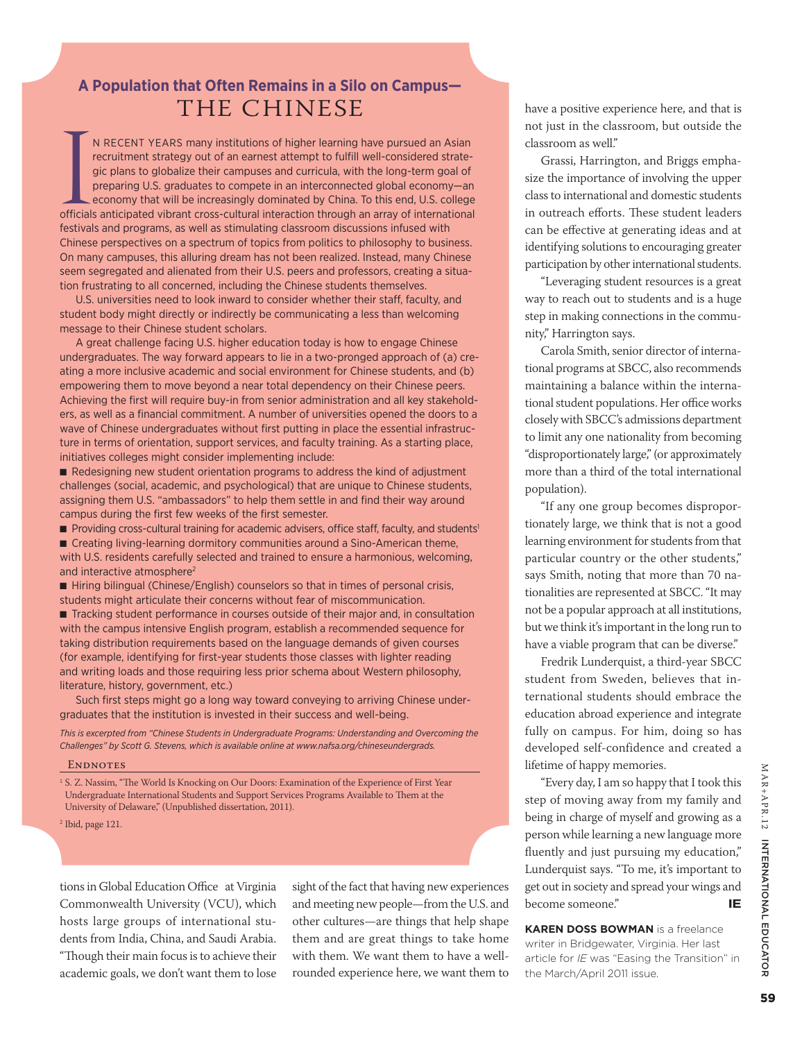## A Population that Often Remains in a Silo on Campus—

# THE CHINESE

IN RECENT YEARS many institutions of higher learning have pursued an Asian recruitment strategy out of an earnest attempt to fulfill well-considered strategic plans to globalize their campuses and curricula, with the long-term goal of preparing U.S. graduates to compete in an interconnected global economy—an economy that will be increasingly dominated by China. To this end, U.S. college officials anticipated vibrant cross-cultural interaction through an array of international festivals and programs, as well as stimulating classroom discussions infused with Chinese perspectives on a spectrum of topics from politics to philosophy to business. On many campuses, this alluring dream has not been realized. Instead, many Chinese seem segregated and alienated from their U.S. peers and professors, creating a situation frustrating to all concerned, including the Chinese students themselves.

U.S. universities need to look inward to consider whether their staff, faculty, and student body might directly or indirectly be communicating a less than welcoming message to their Chinese student scholars.

A great challenge facing U.S. higher education today is how to engage Chinese undergraduates. The way forward appears to lie in a two-pronged approach of (a) creating a more inclusive academic and social environment for Chinese students, and (b) empowering them to move beyond a near total dependency on their Chinese peers. Achieving the first will require buy-in from senior administration and all key stakeholders, as well as a financial commitment. A number of universities opened the doors to a wave of Chinese undergraduates without first putting in place the essential infrastructure in terms of orientation, support services, and faculty training. As a starting place, initiatives colleges might consider implementing include:

- Redesigning new student orientation programs to address the kind of adjustment challenges (social, academic, and psychological) that are unique to Chinese students, assigning them U.S. "ambassadors" to help them settle in and find their way around campus during the first few weeks of the first semester.
- Providing cross-cultural training for academic advisers, office staff, faculty, and students[1]
- Creating living-learning dormitory communities around a Sino-American theme, with U.S. residents carefully selected and trained to ensure a harmonious, welcoming, and interactive atmosphere[2]
- Hiring bilingual (Chinese/English) counselors so that in times of personal crisis, students might articulate their concerns without fear of miscommunication.
- Tracking student performance in courses outside of their major and, in consultation with the campus intensive English program, establish a recommended sequence for taking distribution requirements based on the language demands of given courses (for example, identifying for first-year students those classes with lighter reading and writing loads and those requiring less prior schema about Western philosophy, literature, history, government, etc.)

Such first steps might go a long way toward conveying to arriving Chinese undergraduates that the institution is invested in their success and well-being.

*This is excerpted from "Chinese Students in Undergraduate Programs: Understanding and Overcoming the Challenges" by Scott G. Stevens, which is available online at www.nafsa.org/chineseundergrads.*

### Endnotes

[1] S. Z. Nassim, "The World Is Knocking on Our Doors: Examination of the Experience of First Year Undergraduate International Students and Support Services Programs Available to Them at the University of Delaware," (Unpublished dissertation, 2011).

[2] Ibid, page 121.

tions in Global Education Office at Virginia Commonwealth University (VCU), which hosts large groups of international students from India, China, and Saudi Arabia. "Though their main focus is to achieve their academic goals, we don't want them to lose sight of the fact that having new experiences and meeting new people—from the U.S. and other cultures—are things that help shape them and are great things to take home with them. We want them to have a well-rounded experience here, we want them to have a positive experience here, and that is not just in the classroom, but outside the classroom as well."

Grassi, Harrington, and Briggs emphasize the importance of involving the upper class to international and domestic students in outreach efforts. These student leaders can be effective at generating ideas and at identifying solutions to encouraging greater participation by other international students.

"Leveraging student resources is a great way to reach out to students and is a huge step in making connections in the community," Harrington says.

Carola Smith, senior director of international programs at SBCC, also recommends maintaining a balance within the international student populations. Her office works closely with SBCC's admissions department to limit any one nationality from becoming "disproportionately large," (or approximately more than a third of the total international population).

"If any one group becomes disproportionately large, we think that is not a good learning environment for students from that particular country or the other students," says Smith, noting that more than 70 nationalities are represented at SBCC. "It may not be a popular approach at all institutions, but we think it's important in the long run to have a viable program that can be diverse."

Fredrik Lunderquist, a third-year SBCC student from Sweden, believes that international students should embrace the education abroad experience and integrate fully on campus. For him, doing so has developed self-confidence and created a lifetime of happy memories.

"Every day, I am so happy that I took this step of moving away from my family and being in charge of myself and growing as a person while learning a new language more fluently and just pursuing my education," Lunderquist says. "To me, it's important to get out in society and spread your wings and become someone." **IE**

**KAREN DOSS BOWMAN** is a freelance writer in Bridgewater, Virginia. Her last article for *IE* was "Easing the Transition" in the March/April 2011 issue.